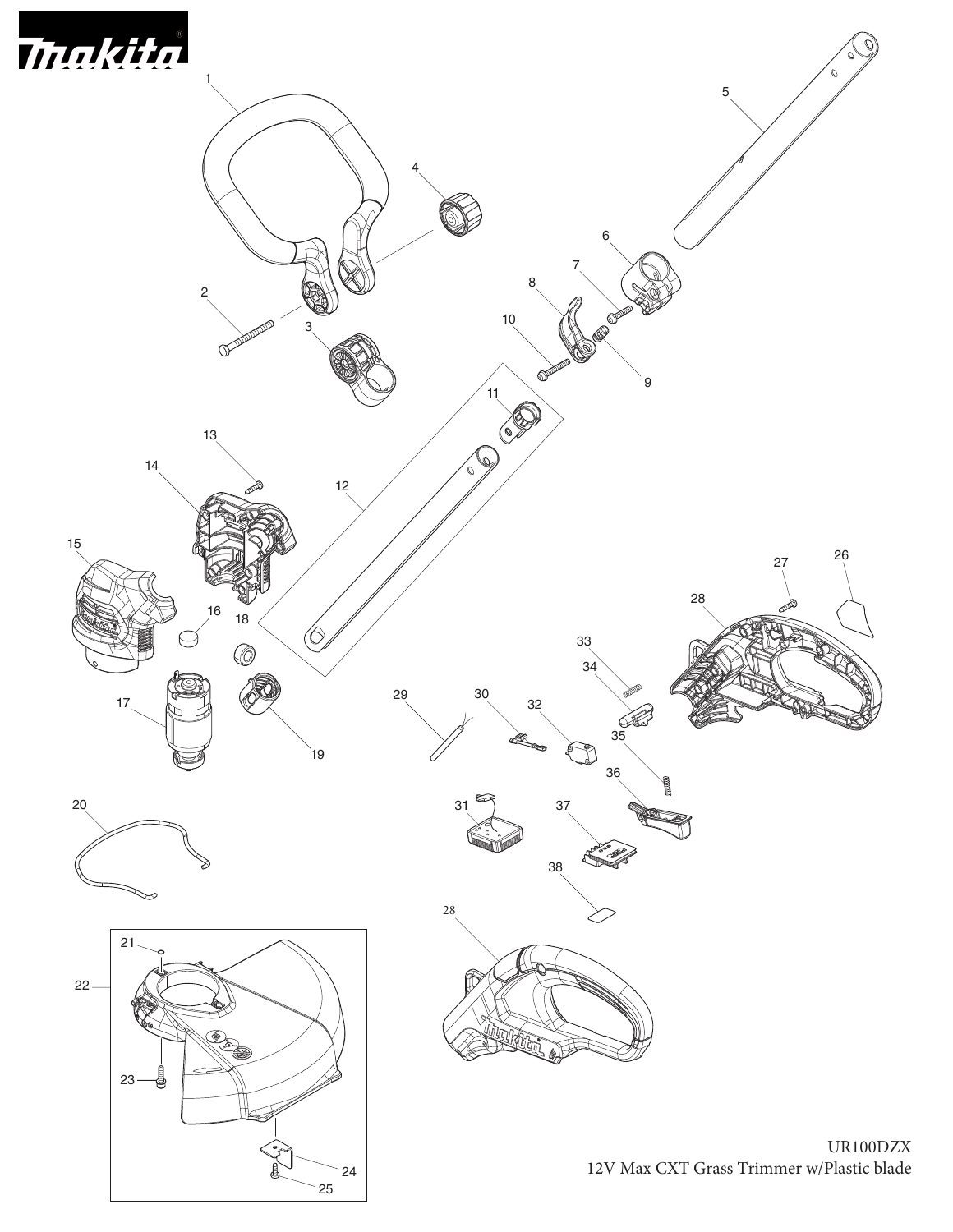UR100DZX
12V Max CXT Grass Trimmer w/Plastic blade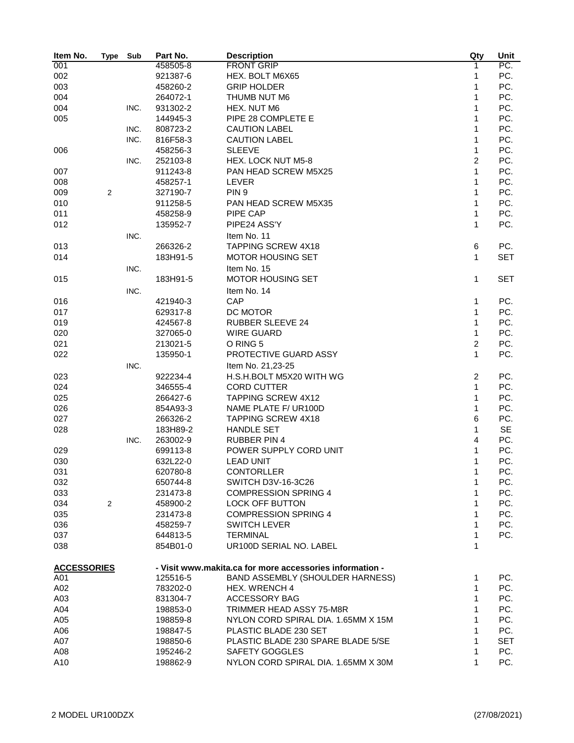| Item No. | Type | Sub | Part No. | Description | Qty | Unit |
|---|---|---|---|---|---|---|
| 001 | | | 458505-8 | FRONT GRIP | 1 | PC. |
| 002 | | | 921387-6 | HEX. BOLT M6X65 | 1 | PC. |
| 003 | | | 458260-2 | GRIP HOLDER | 1 | PC. |
| 004 | | | 264072-1 | THUMB NUT M6 | 1 | PC. |
| 004 | | INC. | 931302-2 | HEX. NUT M6 | 1 | PC. |
| 005 | | | 144945-3 | PIPE 28 COMPLETE E | 1 | PC. |
| | | INC. | 808723-2 | CAUTION LABEL | 1 | PC. |
| | | INC. | 816F58-3 | CAUTION LABEL | 1 | PC. |
| 006 | | | 458256-3 | SLEEVE | 1 | PC. |
| | | INC. | 252103-8 | HEX. LOCK NUT M5-8 | 2 | PC. |
| 007 | | | 911243-8 | PAN HEAD SCREW M5X25 | 1 | PC. |
| 008 | | | 458257-1 | LEVER | 1 | PC. |
| 009 | 2 | | 327190-7 | PIN 9 | 1 | PC. |
| 010 | | | 911258-5 | PAN HEAD SCREW M5X35 | 1 | PC. |
| 011 | | | 458258-9 | PIPE CAP | 1 | PC. |
| 012 | | | 135952-7 | PIPE24 ASS'Y | 1 | PC. |
| | | INC. | | Item No. 11 | | |
| 013 | | | 266326-2 | TAPPING SCREW 4X18 | 6 | PC. |
| 014 | | | 183H91-5 | MOTOR HOUSING SET | 1 | SET |
| | | INC. | | Item No. 15 | | |
| 015 | | | 183H91-5 | MOTOR HOUSING SET | 1 | SET |
| | | INC. | | Item No. 14 | | |
| 016 | | | 421940-3 | CAP | 1 | PC. |
| 017 | | | 629317-8 | DC MOTOR | 1 | PC. |
| 019 | | | 424567-8 | RUBBER SLEEVE 24 | 1 | PC. |
| 020 | | | 327065-0 | WIRE GUARD | 1 | PC. |
| 021 | | | 213021-5 | O RING 5 | 2 | PC. |
| 022 | | | 135950-1 | PROTECTIVE GUARD ASSY | 1 | PC. |
| | | INC. | | Item No. 21,23-25 | | |
| 023 | | | 922234-4 | H.S.H.BOLT M5X20 WITH WG | 2 | PC. |
| 024 | | | 346555-4 | CORD CUTTER | 1 | PC. |
| 025 | | | 266427-6 | TAPPING SCREW 4X12 | 1 | PC. |
| 026 | | | 854A93-3 | NAME PLATE F/ UR100D | 1 | PC. |
| 027 | | | 266326-2 | TAPPING SCREW 4X18 | 6 | PC. |
| 028 | | | 183H89-2 | HANDLE SET | 1 | SE |
| | | INC. | 263002-9 | RUBBER PIN 4 | 4 | PC. |
| 029 | | | 699113-8 | POWER SUPPLY CORD UNIT | 1 | PC. |
| 030 | | | 632L22-0 | LEAD UNIT | 1 | PC. |
| 031 | | | 620780-8 | CONTORLLER | 1 | PC. |
| 032 | | | 650744-8 | SWITCH D3V-16-3C26 | 1 | PC. |
| 033 | | | 231473-8 | COMPRESSION SPRING 4 | 1 | PC. |
| 034 | 2 | | 458900-2 | LOCK OFF BUTTON | 1 | PC. |
| 035 | | | 231473-8 | COMPRESSION SPRING 4 | 1 | PC. |
| 036 | | | 458259-7 | SWITCH LEVER | 1 | PC. |
| 037 | | | 644813-5 | TERMINAL | 1 | PC. |
| 038 | | | 854B01-0 | UR100D SERIAL NO. LABEL | 1 | |

**ACCESSORIES** - Visit www.makita.ca for more accessories information -

| Item No. | Part No. | Description | Qty | Unit |
|---|---|---|---|---|
| A01 | 125516-5 | BAND ASSEMBLY (SHOULDER HARNESS) | 1 | PC. |
| A02 | 783202-0 | HEX. WRENCH 4 | 1 | PC. |
| A03 | 831304-7 | ACCESSORY BAG | 1 | PC. |
| A04 | 198853-0 | TRIMMER HEAD ASSY 75-M8R | 1 | PC. |
| A05 | 198859-8 | NYLON CORD SPIRAL DIA. 1.65MM X 15M | 1 | PC. |
| A06 | 198847-5 | PLASTIC BLADE 230 SET | 1 | PC. |
| A07 | 198850-6 | PLASTIC BLADE 230 SPARE BLADE 5/SE | 1 | SET |
| A08 | 195246-2 | SAFETY GOGGLES | 1 | PC. |
| A10 | 198862-9 | NYLON CORD SPIRAL DIA. 1.65MM X 30M | 1 | PC. |

2 MODEL UR100DZX (27/08/2021)